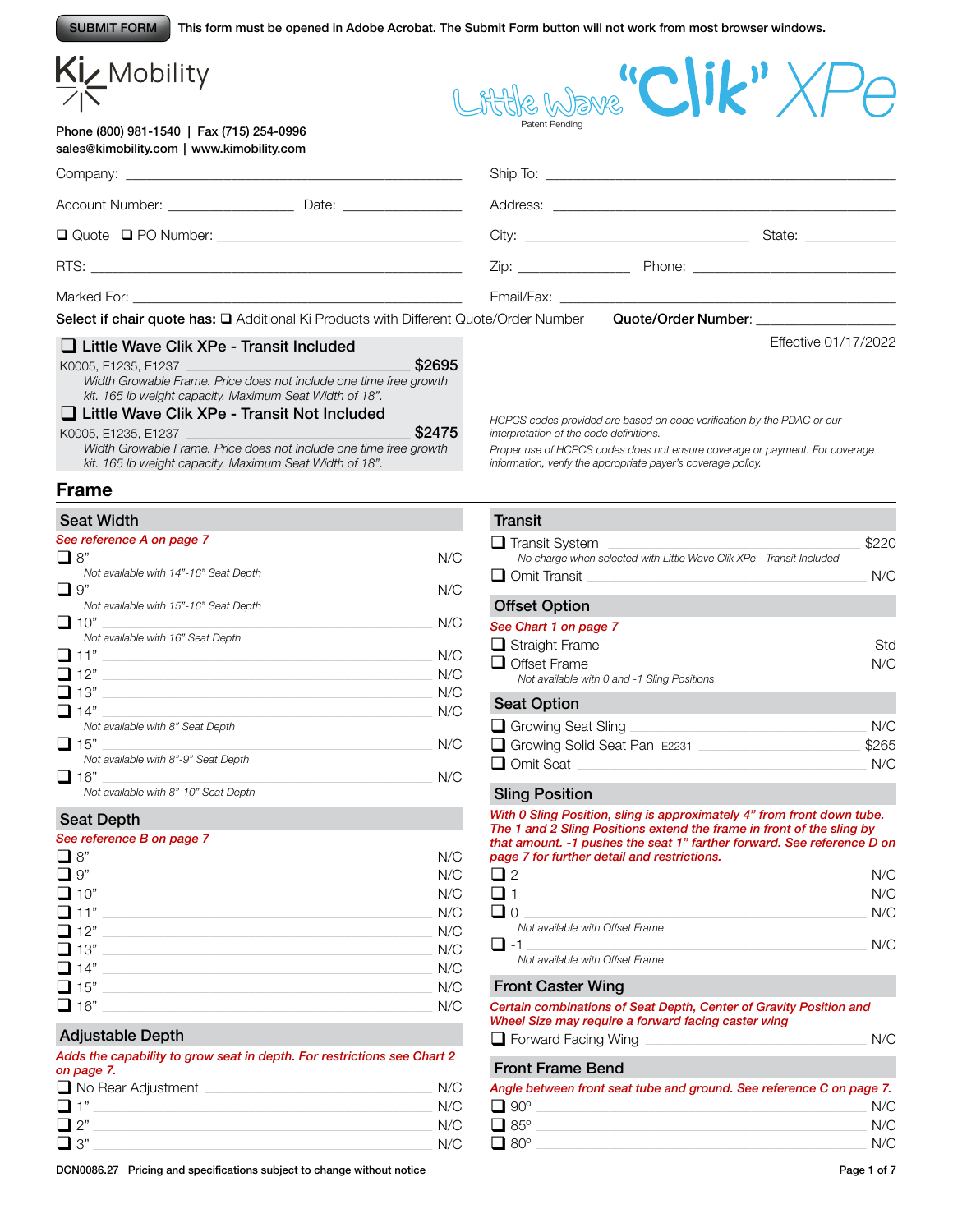SUBMIT FORM This form must be opened in Adobe Acrobat. The Submit Form button will not work from most browser windows.

# Ki Mobility

# Little Wave "Clik" XPe

Patent Pending

Phone (800) 981-1540 | Fax (715) 254-0996
sales@kimobility.com | www.kimobility.com

Company: ______________________

Account Number: ____________ Date: ____________

❑ Quote ❑ PO Number: ______________________

RTS: ______________________

Marked For: ______________________

Ship To: ______________________

Address: ______________________

City: ____________ State: ____________

Zip: ____________ Phone: ____________

Email/Fax: ______________________

**Select if chair quote has:** ❑ Additional Ki Products with Different Quote/Order Number **Quote/Order Number:** ____________

Effective 01/17/2022

❑ **Little Wave Clik XPe - Transit Included**
K0005, E1235, E1237 **$2695**
*Width Growable Frame. Price does not include one time free growth kit. 165 lb weight capacity. Maximum Seat Width of 18".*

❑ **Little Wave Clik XPe - Transit Not Included**
K0005, E1235, E1237 **$2475**
*Width Growable Frame. Price does not include one time free growth kit. 165 lb weight capacity. Maximum Seat Width of 18".*

*HCPCS codes provided are based on code verification by the PDAC or our interpretation of the code definitions.*

*Proper use of HCPCS codes does not ensure coverage or payment. For coverage information, verify the appropriate payer's coverage policy.*

## Frame

### Seat Width

*See reference A on page 7*

| Option | Price |
|---|---|
| ❑ 8" *(Not available with 14"-16" Seat Depth)* | N/C |
| ❑ 9" *(Not available with 15"-16" Seat Depth)* | N/C |
| ❑ 10" *(Not available with 16" Seat Depth)* | N/C |
| ❑ 11" | N/C |
| ❑ 12" | N/C |
| ❑ 13" | N/C |
| ❑ 14" *(Not available with 8" Seat Depth)* | N/C |
| ❑ 15" *(Not available with 8"-9" Seat Depth)* | N/C |
| ❑ 16" *(Not available with 8"-10" Seat Depth)* | N/C |

### Seat Depth

*See reference B on page 7*

| Option | Price |
|---|---|
| ❑ 8" | N/C |
| ❑ 9" | N/C |
| ❑ 10" | N/C |
| ❑ 11" | N/C |
| ❑ 12" | N/C |
| ❑ 13" | N/C |
| ❑ 14" | N/C |
| ❑ 15" | N/C |
| ❑ 16" | N/C |

### Adjustable Depth

*Adds the capability to grow seat in depth. For restrictions see Chart 2 on page 7.*

| Option | Price |
|---|---|
| ❑ No Rear Adjustment | N/C |
| ❑ 1" | N/C |
| ❑ 2" | N/C |
| ❑ 3" | N/C |

### Transit

| Option | Price |
|---|---|
| ❑ Transit System *(No charge when selected with Little Wave Clik XPe - Transit Included)* | $220 |
| ❑ Omit Transit | N/C |

### Offset Option

*See Chart 1 on page 7*

| Option | Price |
|---|---|
| ❑ Straight Frame | Std |
| ❑ Offset Frame *(Not available with 0 and -1 Sling Positions)* | N/C |

### Seat Option

| Option | Price |
|---|---|
| ❑ Growing Seat Sling | N/C |
| ❑ Growing Solid Seat Pan E2231 | $265 |
| ❑ Omit Seat | N/C |

### Sling Position

*With 0 Sling Position, sling is approximately 4" from front down tube. The 1 and 2 Sling Positions extend the frame in front of the sling by that amount. -1 pushes the seat 1" farther forward. See reference D on page 7 for further detail and restrictions.*

| Option | Price |
|---|---|
| ❑ 2 | N/C |
| ❑ 1 | N/C |
| ❑ 0 *(Not available with Offset Frame)* | N/C |
| ❑ -1 *(Not available with Offset Frame)* | N/C |

### Front Caster Wing

*Certain combinations of Seat Depth, Center of Gravity Position and Wheel Size may require a forward facing caster wing*

| Option | Price |
|---|---|
| ❑ Forward Facing Wing | N/C |

### Front Frame Bend

*Angle between front seat tube and ground. See reference C on page 7.*

| Option | Price |
|---|---|
| ❑ 90º | N/C |
| ❑ 85º | N/C |
| ❑ 80º | N/C |

DCN0086.27 Pricing and specifications subject to change without notice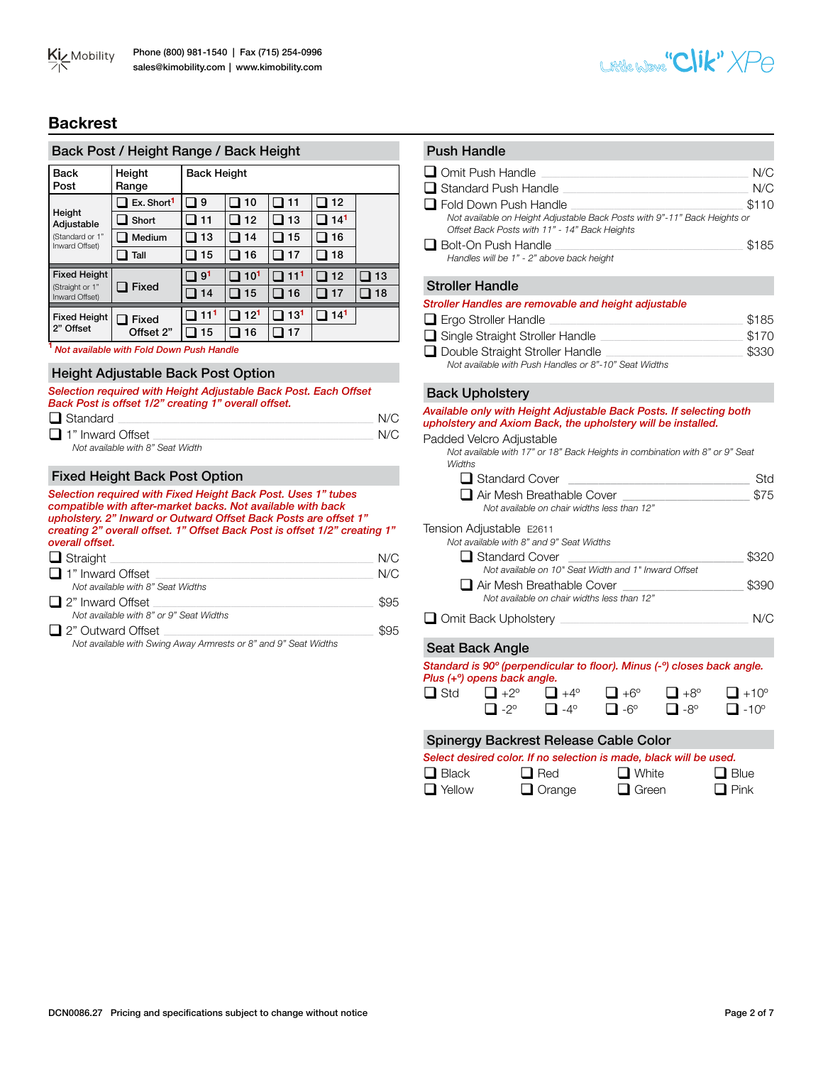# Backrest

## Back Post / Height Range / Back Height

| Back Post | Height Range | Back Height | | | | |
|---|---|---|---|---|---|---|
| Height Adjustable (Standard or 1" Inward Offset) | ❑ Ex. Short[1] | ❑ 9 | ❑ 10 | ❑ 11 | ❑ 12 | |
| | ❑ Short | ❑ 11 | ❑ 12 | ❑ 13 | ❑ 14[1] | |
| | ❑ Medium | ❑ 13 | ❑ 14 | ❑ 15 | ❑ 16 | |
| | ❑ Tall | ❑ 15 | ❑ 16 | ❑ 17 | ❑ 18 | |
| Fixed Height (Straight or 1" Inward Offset) | ❑ Fixed | ❑ 9[1] | ❑ 10[1] | ❑ 11[1] | ❑ 12 | ❑ 13 |
| | | ❑ 14 | ❑ 15 | ❑ 16 | ❑ 17 | ❑ 18 |
| Fixed Height 2" Offset | ❑ Fixed Offset 2" | ❑ 11[1] | ❑ 12[1] | ❑ 13[1] | ❑ 14[1] | |
| | | ❑ 15 | ❑ 16 | ❑ 17 | | |

[1] *Not available with Fold Down Push Handle*

## Height Adjustable Back Post Option

***Selection required with Height Adjustable Back Post. Each Offset Back Post is offset 1/2" creating 1" overall offset.***

- ❑ Standard — N/C
- ❑ 1" Inward Offset — N/C
  *Not available with 8" Seat Width*

## Fixed Height Back Post Option

***Selection required with Fixed Height Back Post. Uses 1" tubes compatible with after-market backs. Not available with back upholstery. 2" Inward or Outward Offset Back Posts are offset 1" creating 2" overall offset. 1" Offset Back Post is offset 1/2" creating 1" overall offset.***

- ❑ Straight — N/C
- ❑ 1" Inward Offset — N/C
  *Not available with 8" Seat Widths*
- ❑ 2" Inward Offset — $95
  *Not available with 8" or 9" Seat Widths*
- ❑ 2" Outward Offset — $95
  *Not available with Swing Away Armrests or 8" and 9" Seat Widths*

## Push Handle

- ❑ Omit Push Handle — N/C
- ❑ Standard Push Handle — N/C
- ❑ Fold Down Push Handle — $110
  *Not available on Height Adjustable Back Posts with 9"-11" Back Heights or Offset Back Posts with 11" - 14" Back Heights*
- ❑ Bolt-On Push Handle — $185
  *Handles will be 1" - 2" above back height*

## Stroller Handle

***Stroller Handles are removable and height adjustable***

- ❑ Ergo Stroller Handle — $185
- ❑ Single Straight Stroller Handle — $170
- ❑ Double Straight Stroller Handle — $330
  *Not available with Push Handles or 8"-10" Seat Widths*

## Back Upholstery

***Available only with Height Adjustable Back Posts. If selecting both upholstery and Axiom Back, the upholstery will be installed.***

Padded Velcro Adjustable
*Not available with 17" or 18" Back Heights in combination with 8" or 9" Seat Widths*

- ❑ Standard Cover — Std
- ❑ Air Mesh Breathable Cover — $75
  *Not available on chair widths less than 12"*

Tension Adjustable E2611
*Not available with 8" and 9" Seat Widths*

- ❑ Standard Cover — $320
  *Not available on 10" Seat Width and 1" Inward Offset*
- ❑ Air Mesh Breathable Cover — $390
  *Not available on chair widths less than 12"*

- ❑ Omit Back Upholstery — N/C

## Seat Back Angle

***Standard is 90º (perpendicular to floor). Minus (-º) closes back angle. Plus (+º) opens back angle.***

| ❑ Std | ❑ +2º | ❑ +4º | ❑ +6º | ❑ +8º | ❑ +10º |
|---|---|---|---|---|---|
| | ❑ -2º | ❑ -4º | ❑ -6º | ❑ -8º | ❑ -10º |

## Spinergy Backrest Release Cable Color

***Select desired color. If no selection is made, black will be used.***

| ❑ Black | ❑ Red | ❑ White | ❑ Blue |
|---|---|---|---|
| ❑ Yellow | ❑ Orange | ❑ Green | ❑ Pink |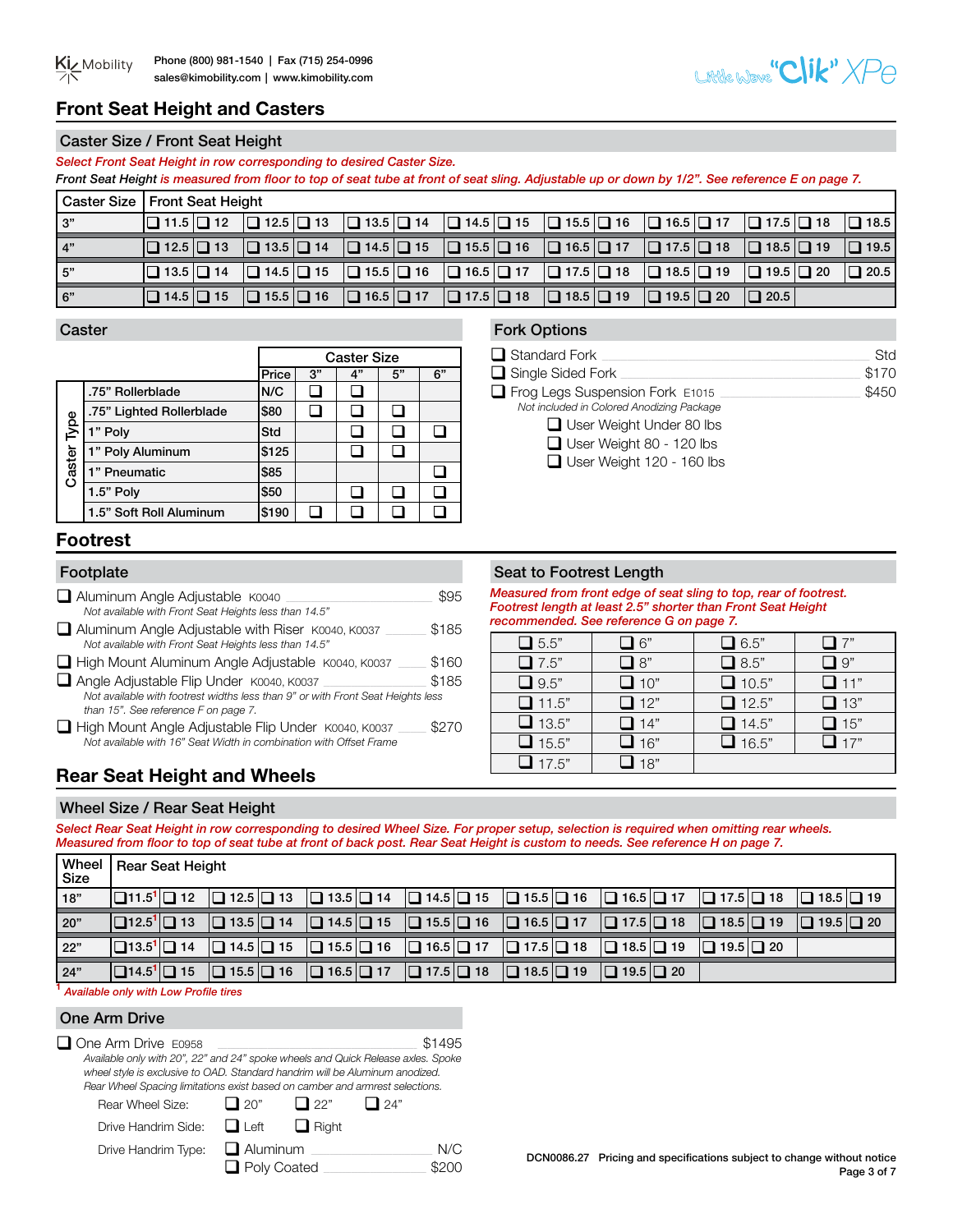# Front Seat Height and Casters

## Caster Size / Front Seat Height

*Select Front Seat Height in row corresponding to desired Caster Size.*

*Front Seat Height is measured from floor to top of seat tube at front of seat sling. Adjustable up or down by 1/2". See reference E on page 7.*

| Caster Size | Front Seat Height | | | | | | | | | | | | | |
|---|---|---|---|---|---|---|---|---|---|---|---|---|---|---|
| 3" | ❑ 11.5 | ❑ 12 | ❑ 12.5 | ❑ 13 | ❑ 13.5 | ❑ 14 | ❑ 14.5 | ❑ 15 | ❑ 15.5 | ❑ 16 | ❑ 16.5 | ❑ 17 | ❑ 17.5 | ❑ 18 | ❑ 18.5 |
| 4" | ❑ 12.5 | ❑ 13 | ❑ 13.5 | ❑ 14 | ❑ 14.5 | ❑ 15 | ❑ 15.5 | ❑ 16 | ❑ 16.5 | ❑ 17 | ❑ 17.5 | ❑ 18 | ❑ 18.5 | ❑ 19 | ❑ 19.5 |
| 5" | ❑ 13.5 | ❑ 14 | ❑ 14.5 | ❑ 15 | ❑ 15.5 | ❑ 16 | ❑ 16.5 | ❑ 17 | ❑ 17.5 | ❑ 18 | ❑ 18.5 | ❑ 19 | ❑ 19.5 | ❑ 20 | ❑ 20.5 |
| 6" | ❑ 14.5 | ❑ 15 | ❑ 15.5 | ❑ 16 | ❑ 16.5 | ❑ 17 | ❑ 17.5 | ❑ 18 | ❑ 18.5 | ❑ 19 | ❑ 19.5 | ❑ 20 | ❑ 20.5 | | |

## Caster

| Caster Type | Price | 3" | 4" | 5" | 6" |
|---|---|---|---|---|---|
| .75" Rollerblade | N/C | ❑ | ❑ | | |
| .75" Lighted Rollerblade | $80 | ❑ | ❑ | ❑ | |
| 1" Poly | Std | | ❑ | ❑ | ❑ |
| 1" Poly Aluminum | $125 | | ❑ | ❑ | |
| 1" Pneumatic | $85 | | | | ❑ |
| 1.5" Poly | $50 | | ❑ | ❑ | ❑ |
| 1.5" Soft Roll Aluminum | $190 | ❑ | ❑ | ❑ | ❑ |

## Fork Options

- ❑ Standard Fork — Std
- ❑ Single Sided Fork — $170
- ❑ Frog Legs Suspension Fork E1015 — $450
  *Not included in Colored Anodizing Package*
  - ❑ User Weight Under 80 lbs
  - ❑ User Weight 80 - 120 lbs
  - ❑ User Weight 120 - 160 lbs

# Footrest

## Footplate

- ❑ Aluminum Angle Adjustable K0040 — $95
  *Not available with Front Seat Heights less than 14.5"*
- ❑ Aluminum Angle Adjustable with Riser K0040, K0037 — $185
  *Not available with Front Seat Heights less than 14.5"*
- ❑ High Mount Aluminum Angle Adjustable K0040, K0037 — $160
- ❑ Angle Adjustable Flip Under K0040, K0037 — $185
  *Not available with footrest widths less than 9" or with Front Seat Heights less than 15". See reference F on page 7.*
- ❑ High Mount Angle Adjustable Flip Under K0040, K0037 — $270
  *Not available with 16" Seat Width in combination with Offset Frame*

## Seat to Footrest Length

*Measured from front edge of seat sling to top, rear of footrest. Footrest length at least 2.5" shorter than Front Seat Height recommended. See reference G on page 7.*

| | | | |
|---|---|---|---|
| ❑ 5.5" | ❑ 6" | ❑ 6.5" | ❑ 7" |
| ❑ 7.5" | ❑ 8" | ❑ 8.5" | ❑ 9" |
| ❑ 9.5" | ❑ 10" | ❑ 10.5" | ❑ 11" |
| ❑ 11.5" | ❑ 12" | ❑ 12.5" | ❑ 13" |
| ❑ 13.5" | ❑ 14" | ❑ 14.5" | ❑ 15" |
| ❑ 15.5" | ❑ 16" | ❑ 16.5" | ❑ 17" |
| ❑ 17.5" | ❑ 18" | | |

# Rear Seat Height and Wheels

## Wheel Size / Rear Seat Height

*Select Rear Seat Height in row corresponding to desired Wheel Size. For proper setup, selection is required when omitting rear wheels. Measured from floor to top of seat tube at front of back post. Rear Seat Height is custom to needs. See reference H on page 7.*

| Wheel Size | Rear Seat Height | | | | | | | | | | | | | | |
|---|---|---|---|---|---|---|---|---|---|---|---|---|---|---|---|
| 18" | ❑ 11.5[1] | ❑ 12 | ❑ 12.5 | ❑ 13 | ❑ 13.5 | ❑ 14 | ❑ 14.5 | ❑ 15 | ❑ 15.5 | ❑ 16 | ❑ 16.5 | ❑ 17 | ❑ 17.5 | ❑ 18 | ❑ 18.5 | ❑ 19 |
| 20" | ❑ 12.5[1] | ❑ 13 | ❑ 13.5 | ❑ 14 | ❑ 14.5 | ❑ 15 | ❑ 15.5 | ❑ 16 | ❑ 16.5 | ❑ 17 | ❑ 17.5 | ❑ 18 | ❑ 18.5 | ❑ 19 | ❑ 19.5 | ❑ 20 |
| 22" | ❑ 13.5[1] | ❑ 14 | ❑ 14.5 | ❑ 15 | ❑ 15.5 | ❑ 16 | ❑ 16.5 | ❑ 17 | ❑ 17.5 | ❑ 18 | ❑ 18.5 | ❑ 19 | ❑ 19.5 | ❑ 20 | | |
| 24" | ❑ 14.5[1] | ❑ 15 | ❑ 15.5 | ❑ 16 | ❑ 16.5 | ❑ 17 | ❑ 17.5 | ❑ 18 | ❑ 18.5 | ❑ 19 | ❑ 19.5 | ❑ 20 | | | | |

[1] *Available only with Low Profile tires*

## One Arm Drive

❑ One Arm Drive E0958 — $1495
*Available only with 20", 22" and 24" spoke wheels and Quick Release axles. Spoke wheel style is exclusive to OAD. Standard handrim will be Aluminum anodized. Rear Wheel Spacing limitations exist based on camber and armrest selections.*

Rear Wheel Size: ❑ 20" ❑ 22" ❑ 24"

Drive Handrim Side: ❑ Left ❑ Right

Drive Handrim Type:
- ❑ Aluminum — N/C
- ❑ Poly Coated — $200

DCN0086.27 Pricing and specifications subject to change without notice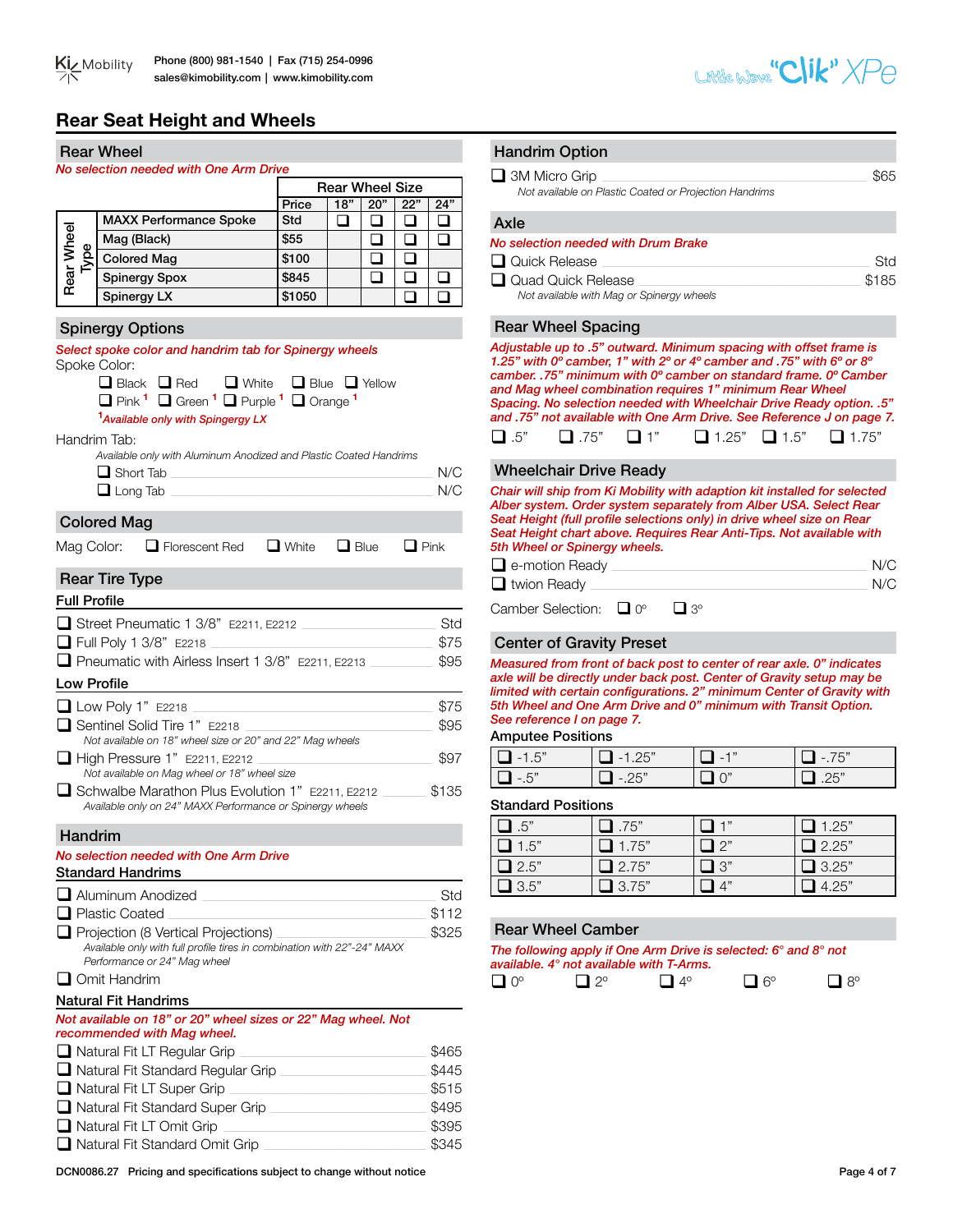# Rear Seat Height and Wheels

## Rear Wheel

*No selection needed with One Arm Drive*

| Rear Wheel Type | Price | 18" | 20" | 22" | 24" |
|---|---|---|---|---|---|
| MAXX Performance Spoke | Std | ❑ | ❑ | ❑ | ❑ |
| Mag (Black) | $55 | | ❑ | ❑ | ❑ |
| Colored Mag | $100 | | ❑ | ❑ | |
| Spinergy Spox | $845 | | ❑ | ❑ | ❑ |
| Spinergy LX | $1050 | | | ❑ | ❑ |

## Spinergy Options

*Select spoke color and handrim tab for Spinergy wheels*

Spoke Color:

❑ Black ❑ Red ❑ White ❑ Blue ❑ Yellow
❑ Pink [1] ❑ Green [1] ❑ Purple [1] ❑ Orange [1]

*[1]Available only with Spingergy LX*

Handrim Tab:

*Available only with Aluminum Anodized and Plastic Coated Handrims*

- ❑ Short Tab — N/C
- ❑ Long Tab — N/C

## Colored Mag

Mag Color: ❑ Florescent Red ❑ White ❑ Blue ❑ Pink

## Rear Tire Type

### Full Profile

- ❑ Street Pneumatic 1 3/8" E2211, E2212 — Std
- ❑ Full Poly 1 3/8" E2218 — $75
- ❑ Pneumatic with Airless Insert 1 3/8" E2211, E2213 — $95

### Low Profile

- ❑ Low Poly 1" E2218 — $75
- ❑ Sentinel Solid Tire 1" E2218 — $95
  *Not available on 18" wheel size or 20" and 22" Mag wheels*
- ❑ High Pressure 1" E2211, E2212 — $97
  *Not available on Mag wheel or 18" wheel size*
- ❑ Schwalbe Marathon Plus Evolution 1" E2211, E2212 — $135
  *Available only on 24" MAXX Performance or Spinergy wheels*

## Handrim

*No selection needed with One Arm Drive*

### Standard Handrims

- ❑ Aluminum Anodized — Std
- ❑ Plastic Coated — $112
- ❑ Projection (8 Vertical Projections) — $325
  *Available only with full profile tires in combination with 22"-24" MAXX Performance or 24" Mag wheel*
- ❑ Omit Handrim

### Natural Fit Handrims

*Not available on 18" or 20" wheel sizes or 22" Mag wheel. Not recommended with Mag wheel.*

- ❑ Natural Fit LT Regular Grip — $465
- ❑ Natural Fit Standard Regular Grip — $445
- ❑ Natural Fit LT Super Grip — $515
- ❑ Natural Fit Standard Super Grip — $495
- ❑ Natural Fit LT Omit Grip — $395
- ❑ Natural Fit Standard Omit Grip — $345

## Handrim Option

- ❑ 3M Micro Grip — $65
  *Not available on Plastic Coated or Projection Handrims*

## Axle

*No selection needed with Drum Brake*

- ❑ Quick Release — Std
- ❑ Quad Quick Release — $185
  *Not available with Mag or Spinergy wheels*

## Rear Wheel Spacing

*Adjustable up to .5" outward. Minimum spacing with offset frame is 1.25" with 0º camber, 1" with 2º or 4º camber and .75" with 6º or 8º camber. .75" minimum with 0º camber on standard frame. 0º Camber and Mag wheel combination requires 1" minimum Rear Wheel Spacing. No selection needed with Wheelchair Drive Ready option. .5" and .75" not available with One Arm Drive. See Reference J on page 7.*

❑ .5" ❑ .75" ❑ 1" ❑ 1.25" ❑ 1.5" ❑ 1.75"

## Wheelchair Drive Ready

*Chair will ship from Ki Mobility with adaption kit installed for selected Alber system. Order system separately from Alber USA. Select Rear Seat Height (full profile selections only) in drive wheel size on Rear Seat Height chart above. Requires Rear Anti-Tips. Not available with 5th Wheel or Spinergy wheels.*

- ❑ e-motion Ready — N/C
- ❑ twion Ready — N/C

Camber Selection: ❑ 0º ❑ 3º

## Center of Gravity Preset

*Measured from front of back post to center of rear axle. 0" indicates axle will be directly under back post. Center of Gravity setup may be limited with certain configurations. 2" minimum Center of Gravity with 5th Wheel and One Arm Drive and 0" minimum with Transit Option. See reference I on page 7.*

### Amputee Positions

| | | | |
|---|---|---|---|
| ❑ -1.5" | ❑ -1.25" | ❑ -1" | ❑ -.75" |
| ❑ -.5" | ❑ -.25" | ❑ 0" | ❑ .25" |

### Standard Positions

| | | | |
|---|---|---|---|
| ❑ .5" | ❑ .75" | ❑ 1" | ❑ 1.25" |
| ❑ 1.5" | ❑ 1.75" | ❑ 2" | ❑ 2.25" |
| ❑ 2.5" | ❑ 2.75" | ❑ 3" | ❑ 3.25" |
| ❑ 3.5" | ❑ 3.75" | ❑ 4" | ❑ 4.25" |

## Rear Wheel Camber

*The following apply if One Arm Drive is selected: 6º and 8º not available. 4º not available with T-Arms.*

❑ 0º ❑ 2º ❑ 4º ❑ 6º ❑ 8º

DCN0086.27 Pricing and specifications subject to change without notice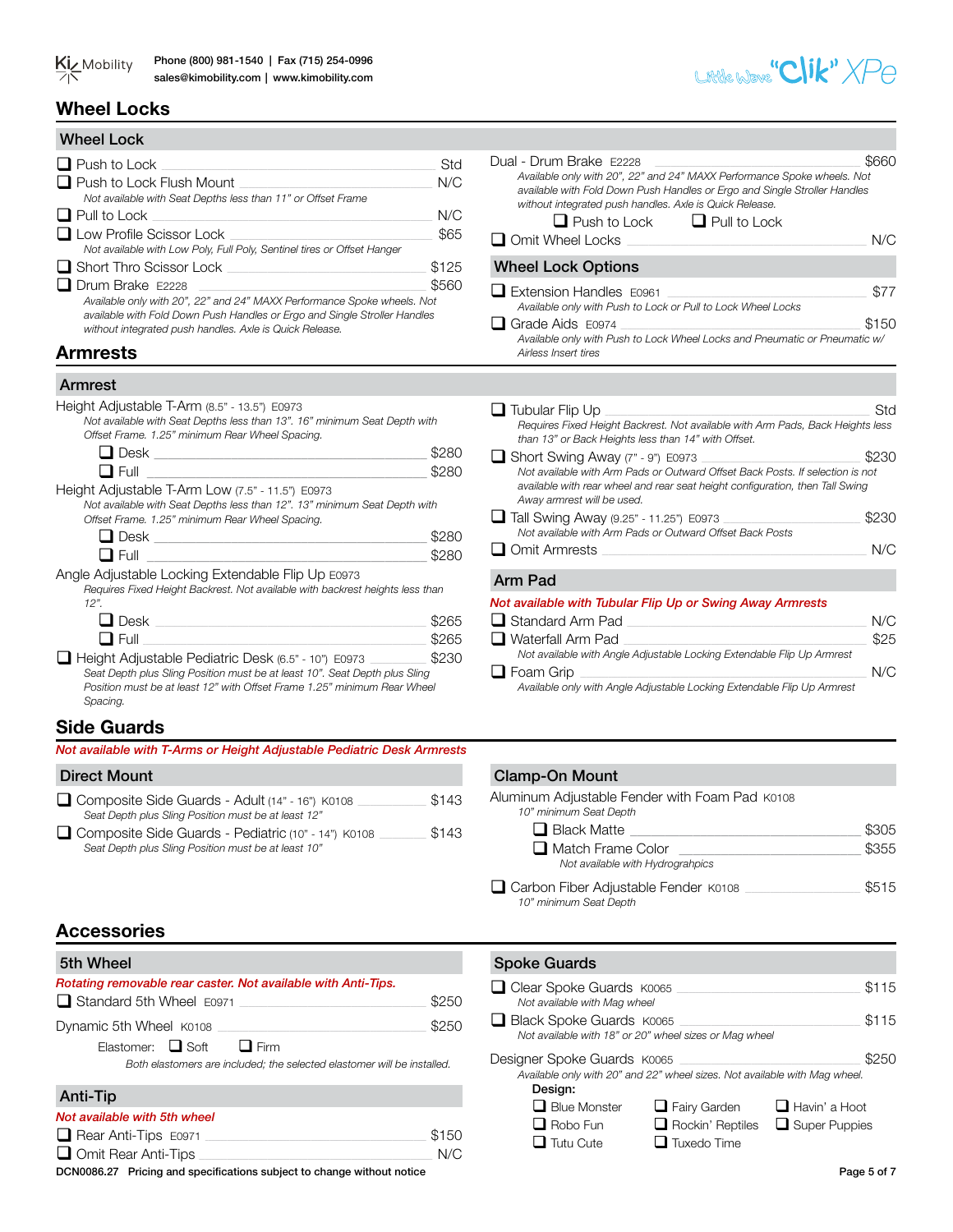# Wheel Locks

## Wheel Lock

- ❑ Push to Lock — Std
- ❑ Push to Lock Flush Mount — N/C
  *Not available with Seat Depths less than 11" or Offset Frame*
- ❑ Pull to Lock — N/C
- ❑ Low Profile Scissor Lock — $65
  *Not available with Low Poly, Full Poly, Sentinel tires or Offset Hanger*
- ❑ Short Thro Scissor Lock — $125
- ❑ Drum Brake E2228 — $560
  *Available only with 20", 22" and 24" MAXX Performance Spoke wheels. Not available with Fold Down Push Handles or Ergo and Single Stroller Handles without integrated push handles. Axle is Quick Release.*

Dual - Drum Brake E2228 — $660
*Available only with 20", 22" and 24" MAXX Performance Spoke wheels. Not available with Fold Down Push Handles or Ergo and Single Stroller Handles without integrated push handles. Axle is Quick Release.*
- ❑ Push to Lock ❑ Pull to Lock

- ❑ Omit Wheel Locks — N/C

## Wheel Lock Options

- ❑ Extension Handles E0961 — $77
  *Available only with Push to Lock or Pull to Lock Wheel Locks*
- ❑ Grade Aids E0974 — $150
  *Available only with Push to Lock Wheel Locks and Pneumatic or Pneumatic w/ Airless Insert tires*

# Armrests

## Armrest

Height Adjustable T-Arm (8.5" - 13.5") E0973
*Not available with Seat Depths less than 13". 16" minimum Seat Depth with Offset Frame. 1.25" minimum Rear Wheel Spacing.*
- ❑ Desk — $280
- ❑ Full — $280

Height Adjustable T-Arm Low (7.5" - 11.5") E0973
*Not available with Seat Depths less than 12". 13" minimum Seat Depth with Offset Frame. 1.25" minimum Rear Wheel Spacing.*
- ❑ Desk — $280
- ❑ Full — $280

Angle Adjustable Locking Extendable Flip Up E0973
*Requires Fixed Height Backrest. Not available with backrest heights less than 12".*
- ❑ Desk — $265
- ❑ Full — $265

- ❑ Height Adjustable Pediatric Desk (6.5" - 10") E0973 — $230
  *Seat Depth plus Sling Position must be at least 10". Seat Depth plus Sling Position must be at least 12" with Offset Frame 1.25" minimum Rear Wheel Spacing.*
- ❑ Tubular Flip Up — Std
  *Requires Fixed Height Backrest. Not available with Arm Pads, Back Heights less than 13" or Back Heights less than 14" with Offset.*
- ❑ Short Swing Away (7" - 9") E0973 — $230
  *Not available with Arm Pads or Outward Offset Back Posts. If selection is not available with rear wheel and rear seat height configuration, then Tall Swing Away armrest will be used.*
- ❑ Tall Swing Away (9.25" - 11.25") E0973 — $230
  *Not available with Arm Pads or Outward Offset Back Posts*
- ❑ Omit Armrests — N/C

## Arm Pad

***Not available with Tubular Flip Up or Swing Away Armrests***

- ❑ Standard Arm Pad — N/C
- ❑ Waterfall Arm Pad — $25
  *Not available with Angle Adjustable Locking Extendable Flip Up Armrest*
- ❑ Foam Grip — N/C
  *Available only with Angle Adjustable Locking Extendable Flip Up Armrest*

# Side Guards

***Not available with T-Arms or Height Adjustable Pediatric Desk Armrests***

## Direct Mount

- ❑ Composite Side Guards - Adult (14" - 16") K0108 — $143
  *Seat Depth plus Sling Position must be at least 12"*
- ❑ Composite Side Guards - Pediatric (10" - 14") K0108 — $143
  *Seat Depth plus Sling Position must be at least 10"*

## Clamp-On Mount

Aluminum Adjustable Fender with Foam Pad K0108
*10" minimum Seat Depth*
- ❑ Black Matte — $305
- ❑ Match Frame Color — $355
  *Not available with Hydrograhpics*

- ❑ Carbon Fiber Adjustable Fender K0108 — $515
  *10" minimum Seat Depth*

# Accessories

## 5th Wheel

***Rotating removable rear caster. Not available with Anti-Tips.***

- ❑ Standard 5th Wheel E0971 — $250

Dynamic 5th Wheel K0108 — $250
Elastomer: ❑ Soft ❑ Firm
*Both elastomers are included; the selected elastomer will be installed.*

## Anti-Tip

***Not available with 5th wheel***

- ❑ Rear Anti-Tips E0971 — $150
- ❑ Omit Rear Anti-Tips — N/C

## Spoke Guards

- ❑ Clear Spoke Guards K0065 — $115
  *Not available with Mag wheel*
- ❑ Black Spoke Guards K0065 — $115
  *Not available with 18" or 20" wheel sizes or Mag wheel*

Designer Spoke Guards K0065 — $250
*Available only with 20" and 22" wheel sizes. Not available with Mag wheel.*

**Design:**
- ❑ Blue Monster ❑ Fairy Garden ❑ Havin' a Hoot
- ❑ Robo Fun ❑ Rockin' Reptiles ❑ Super Puppies
- ❑ Tutu Cute ❑ Tuxedo Time

DCN0086.27 Pricing and specifications subject to change without notice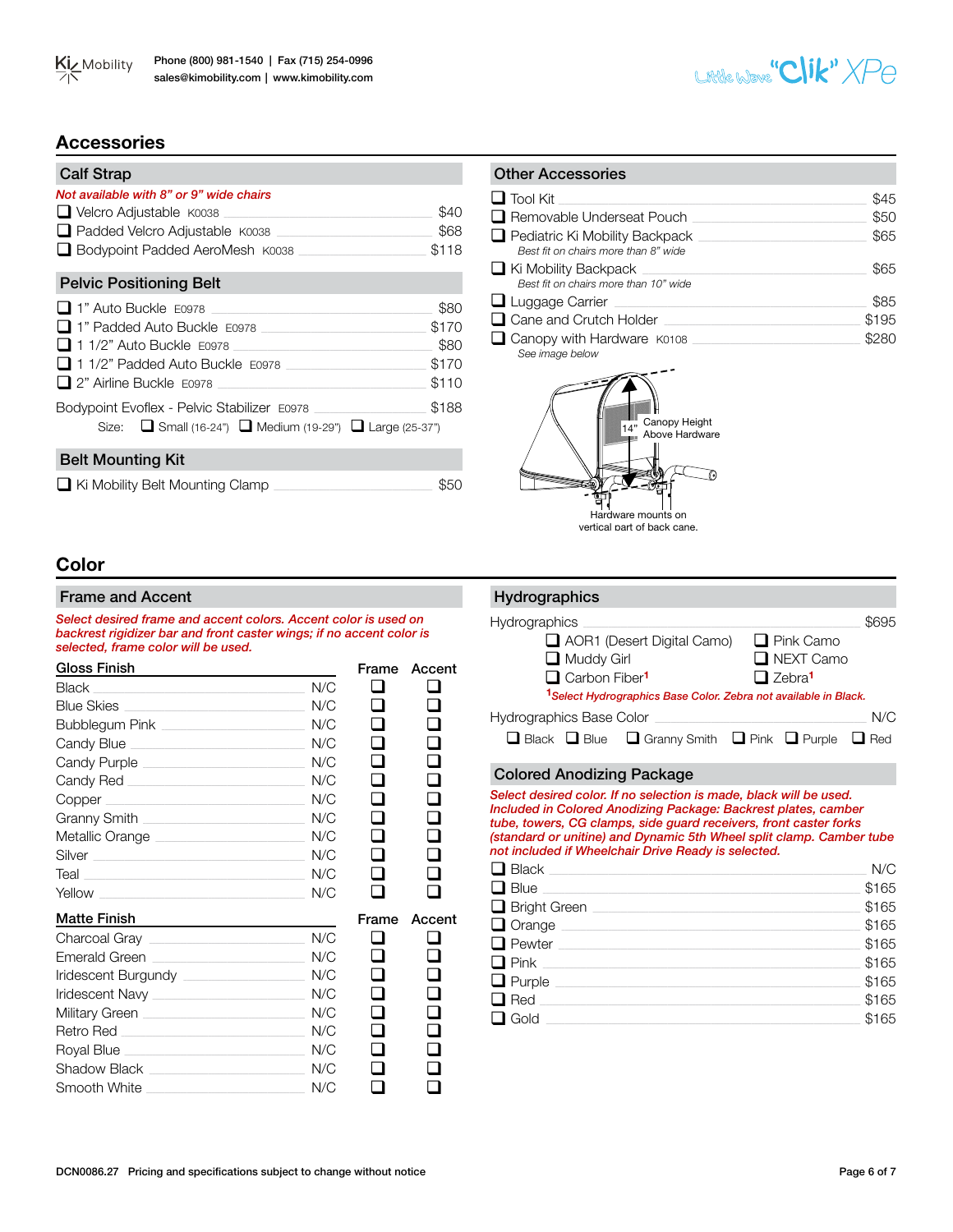## Accessories

### Calf Strap

*Not available with 8" or 9" wide chairs*

- ❑ Velcro Adjustable K0038 — $40
- ❑ Padded Velcro Adjustable K0038 — $68
- ❑ Bodypoint Padded AeroMesh K0038 — $118

### Pelvic Positioning Belt

- ❑ 1" Auto Buckle E0978 — $80
- ❑ 1" Padded Auto Buckle E0978 — $170
- ❑ 1 1/2" Auto Buckle E0978 — $80
- ❑ 1 1/2" Padded Auto Buckle E0978 — $170
- ❑ 2" Airline Buckle E0978 — $110

Bodypoint Evoflex - Pelvic Stabilizer E0978 — $188

Size: ❑ Small (16-24") ❑ Medium (19-29") ❑ Large (25-37")

### Belt Mounting Kit

- ❑ Ki Mobility Belt Mounting Clamp — $50

### Other Accessories

- ❑ Tool Kit — $45
- ❑ Removable Underseat Pouch — $50
- ❑ Pediatric Ki Mobility Backpack — $65
  *Best fit on chairs more than 8" wide*
- ❑ Ki Mobility Backpack — $65
  *Best fit on chairs more than 10" wide*
- ❑ Luggage Carrier — $85
- ❑ Cane and Crutch Holder — $195
- ❑ Canopy with Hardware K0108 — $280
  *See image below*

14" Canopy Height Above Hardware

Hardware mounts on vertical part of back cane.

## Color

### Frame and Accent

*Select desired frame and accent colors. Accent color is used on backrest rigidizer bar and front caster wings; if no accent color is selected, frame color will be used.*

| Gloss Finish | | Frame | Accent |
|---|---|---|---|
| Black | N/C | ❑ | ❑ |
| Blue Skies | N/C | ❑ | ❑ |
| Bubblegum Pink | N/C | ❑ | ❑ |
| Candy Blue | N/C | ❑ | ❑ |
| Candy Purple | N/C | ❑ | ❑ |
| Candy Red | N/C | ❑ | ❑ |
| Copper | N/C | ❑ | ❑ |
| Granny Smith | N/C | ❑ | ❑ |
| Metallic Orange | N/C | ❑ | ❑ |
| Silver | N/C | ❑ | ❑ |
| Teal | N/C | ❑ | ❑ |
| Yellow | N/C | ❑ | ❑ |

| Matte Finish | | Frame | Accent |
|---|---|---|---|
| Charcoal Gray | N/C | ❑ | ❑ |
| Emerald Green | N/C | ❑ | ❑ |
| Iridescent Burgundy | N/C | ❑ | ❑ |
| Iridescent Navy | N/C | ❑ | ❑ |
| Military Green | N/C | ❑ | ❑ |
| Retro Red | N/C | ❑ | ❑ |
| Royal Blue | N/C | ❑ | ❑ |
| Shadow Black | N/C | ❑ | ❑ |
| Smooth White | N/C | ❑ | ❑ |

### Hydrographics

Hydrographics — $695

- ❑ AOR1 (Desert Digital Camo)
- ❑ Pink Camo
- ❑ Muddy Girl
- ❑ NEXT Camo
- ❑ Carbon Fiber[1]
- ❑ Zebra[1]

[1]*Select Hydrographics Base Color. Zebra not available in Black.*

Hydrographics Base Color — N/C

❑ Black ❑ Blue ❑ Granny Smith ❑ Pink ❑ Purple ❑ Red

### Colored Anodizing Package

*Select desired color. If no selection is made, black will be used. Included in Colored Anodizing Package: Backrest plates, camber tube, towers, CG clamps, side guard receivers, front caster forks (standard or unitine) and Dynamic 5th Wheel split clamp. Camber tube not included if Wheelchair Drive Ready is selected.*

- ❑ Black — N/C
- ❑ Blue — $165
- ❑ Bright Green — $165
- ❑ Orange — $165
- ❑ Pewter — $165
- ❑ Pink — $165
- ❑ Purple — $165
- ❑ Red — $165
- ❑ Gold — $165

DCN0086.27 Pricing and specifications subject to change without notice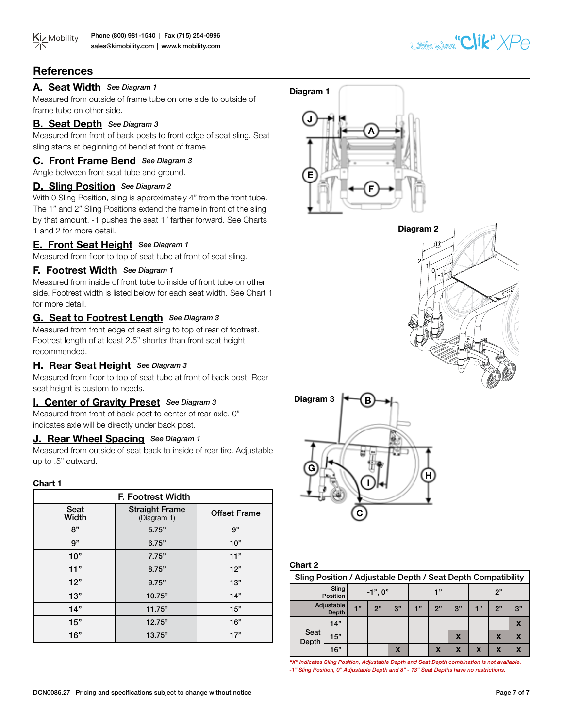## References

### A. Seat Width *See Diagram 1*

Measured from outside of frame tube on one side to outside of frame tube on other side.

### B. Seat Depth *See Diagram 3*

Measured from front of back posts to front edge of seat sling. Seat sling starts at beginning of bend at front of frame.

### C. Front Frame Bend *See Diagram 3*

Angle between front seat tube and ground.

### D. Sling Position *See Diagram 2*

With 0 Sling Position, sling is approximately 4" from the front tube. The 1" and 2" Sling Positions extend the frame in front of the sling by that amount. -1 pushes the seat 1" farther forward. See Charts 1 and 2 for more detail.

### E. Front Seat Height *See Diagram 1*

Measured from floor to top of seat tube at front of seat sling.

### F. Footrest Width *See Diagram 1*

Measured from inside of front tube to inside of front tube on other side. Footrest width is listed below for each seat width. See Chart 1 for more detail.

### G. Seat to Footrest Length *See Diagram 3*

Measured from front edge of seat sling to top of rear of footrest. Footrest length of at least 2.5" shorter than front seat height recommended.

### H. Rear Seat Height *See Diagram 3*

Measured from floor to top of seat tube at front of back post. Rear seat height is custom to needs.

### I. Center of Gravity Preset *See Diagram 3*

Measured from front of back post to center of rear axle. 0" indicates axle will be directly under back post.

### J. Rear Wheel Spacing *See Diagram 1*

Measured from outside of seat back to inside of rear tire. Adjustable up to .5" outward.

**Chart 1**

| F. Footrest Width | | |
|---|---|---|
| Seat Width | Straight Frame (Diagram 1) | Offset Frame |
| 8" | 5.75" | 9" |
| 9" | 6.75" | 10" |
| 10" | 7.75" | 11" |
| 11" | 8.75" | 12" |
| 12" | 9.75" | 13" |
| 13" | 10.75" | 14" |
| 14" | 11.75" | 15" |
| 15" | 12.75" | 16" |
| 16" | 13.75" | 17" |

**Diagram 1**

J A E F

**Diagram 2**

D 2 1 0 -1

**Diagram 3**

B G I H C

**Chart 2**

| Sling Position / Adjustable Depth / Seat Depth Compatibility | | | | | | | | | | |
|---|---|---|---|---|---|---|---|---|---|---|
| | Sling Position | -1", 0" | | | 1" | | | 2" | | |
| | Adjustable Depth | 1" | 2" | 3" | 1" | 2" | 3" | 1" | 2" | 3" |
| Seat Depth | 14" | | | | | | | | | X |
| | 15" | | | | | | X | | X | X |
| | 16" | | | X | | X | X | X | X | X |

*"X" indicates Sling Position, Adjustable Depth and Seat Depth combination is not available.*
*-1" Sling Position, 0" Adjustable Depth and 8" - 13" Seat Depths have no restrictions.*

DCN0086.27 Pricing and specifications subject to change without notice